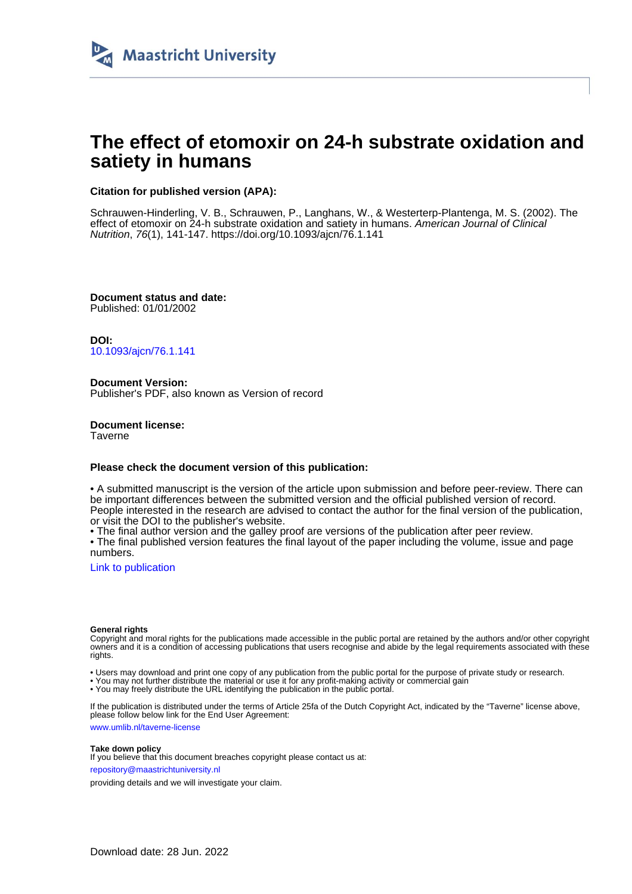Maastricht University

# The effect of etomoxir on 24-h substrate oxidation and satiety in humans

**Citation for published version (APA):**

Schrauwen-Hinderling, V. B., Schrauwen, P., Langhans, W., & Westerterp-Plantenga, M. S. (2002). The effect of etomoxir on 24-h substrate oxidation and satiety in humans. *American Journal of Clinical Nutrition*, *76*(1), 141-147. https://doi.org/10.1093/ajcn/76.1.141

**Document status and date:**
Published: 01/01/2002

**DOI:**
10.1093/ajcn/76.1.141

**Document Version:**
Publisher's PDF, also known as Version of record

**Document license:**
Taverne

**Please check the document version of this publication:**

• A submitted manuscript is the version of the article upon submission and before peer-review. There can be important differences between the submitted version and the official published version of record. People interested in the research are advised to contact the author for the final version of the publication, or visit the DOI to the publisher's website.
• The final author version and the galley proof are versions of the publication after peer review.
• The final published version features the final layout of the paper including the volume, issue and page numbers.

Link to publication

**General rights**
Copyright and moral rights for the publications made accessible in the public portal are retained by the authors and/or other copyright owners and it is a condition of accessing publications that users recognise and abide by the legal requirements associated with these rights.

• Users may download and print one copy of any publication from the public portal for the purpose of private study or research.
• You may not further distribute the material or use it for any profit-making activity or commercial gain
• You may freely distribute the URL identifying the publication in the public portal.

If the publication is distributed under the terms of Article 25fa of the Dutch Copyright Act, indicated by the "Taverne" license above, please follow below link for the End User Agreement:

www.umlib.nl/taverne-license

**Take down policy**
If you believe that this document breaches copyright please contact us at:

repository@maastrichtuniversity.nl

providing details and we will investigate your claim.

Download date: 28 Jun. 2022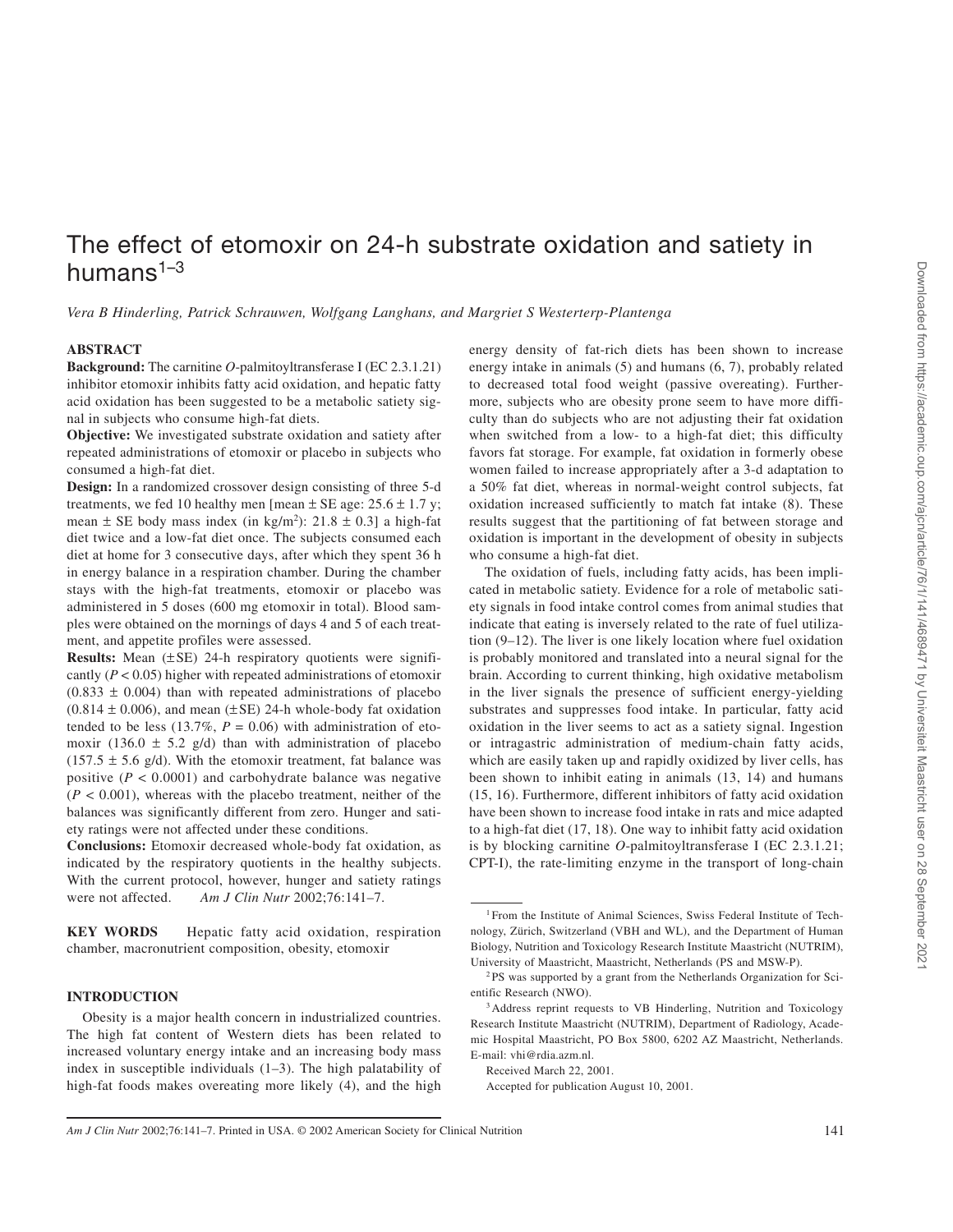# The effect of etomoxir on 24-h substrate oxidation and satiety in humans[1–3]

*Vera B Hinderling, Patrick Schrauwen, Wolfgang Langhans, and Margriet S Westerterp-Plantenga*

## ABSTRACT

**Background:** The carnitine *O*-palmitoyltransferase I (EC 2.3.1.21) inhibitor etomoxir inhibits fatty acid oxidation, and hepatic fatty acid oxidation has been suggested to be a metabolic satiety signal in subjects who consume high-fat diets.

**Objective:** We investigated substrate oxidation and satiety after repeated administrations of etomoxir or placebo in subjects who consumed a high-fat diet.

**Design:** In a randomized crossover design consisting of three 5-d treatments, we fed 10 healthy men [mean ± SE age: 25.6 ± 1.7 y; mean ± SE body mass index (in kg/m$^2$): 21.8 ± 0.3] a high-fat diet twice and a low-fat diet once. The subjects consumed each diet at home for 3 consecutive days, after which they spent 36 h in energy balance in a respiration chamber. During the chamber stays with the high-fat treatments, etomoxir or placebo was administered in 5 doses (600 mg etomoxir in total). Blood samples were obtained on the mornings of days 4 and 5 of each treatment, and appetite profiles were assessed.

**Results:** Mean (±SE) 24-h respiratory quotients were significantly ($P < 0.05$) higher with repeated administrations of etomoxir (0.833 ± 0.004) than with repeated administrations of placebo (0.814 ± 0.006), and mean (±SE) 24-h whole-body fat oxidation tended to be less (13.7%, $P = 0.06$) with administration of etomoxir (136.0 ± 5.2 g/d) than with administration of placebo (157.5 ± 5.6 g/d). With the etomoxir treatment, fat balance was positive ($P < 0.0001$) and carbohydrate balance was negative ($P < 0.001$), whereas with the placebo treatment, neither of the balances was significantly different from zero. Hunger and satiety ratings were not affected under these conditions.

**Conclusions:** Etomoxir decreased whole-body fat oxidation, as indicated by the respiratory quotients in the healthy subjects. With the current protocol, however, hunger and satiety ratings were not affected. *Am J Clin Nutr* 2002;76:141–7.

**KEY WORDS** Hepatic fatty acid oxidation, respiration chamber, macronutrient composition, obesity, etomoxir

## INTRODUCTION

Obesity is a major health concern in industrialized countries. The high fat content of Western diets has been related to increased voluntary energy intake and an increasing body mass index in susceptible individuals (1–3). The high palatability of high-fat foods makes overeating more likely (4), and the high energy density of fat-rich diets has been shown to increase energy intake in animals (5) and humans (6, 7), probably related to decreased total food weight (passive overeating). Furthermore, subjects who are obesity prone seem to have more difficulty than do subjects who are not adjusting their fat oxidation when switched from a low- to a high-fat diet; this difficulty favors fat storage. For example, fat oxidation in formerly obese women failed to increase appropriately after a 3-d adaptation to a 50% fat diet, whereas in normal-weight control subjects, fat oxidation increased sufficiently to match fat intake (8). These results suggest that the partitioning of fat between storage and oxidation is important in the development of obesity in subjects who consume a high-fat diet.

The oxidation of fuels, including fatty acids, has been implicated in metabolic satiety. Evidence for a role of metabolic satiety signals in food intake control comes from animal studies that indicate that eating is inversely related to the rate of fuel utilization (9–12). The liver is one likely location where fuel oxidation is probably monitored and translated into a neural signal for the brain. According to current thinking, high oxidative metabolism in the liver signals the presence of sufficient energy-yielding substrates and suppresses food intake. In particular, fatty acid oxidation in the liver seems to act as a satiety signal. Ingestion or intragastric administration of medium-chain fatty acids, which are easily taken up and rapidly oxidized by liver cells, has been shown to inhibit eating in animals (13, 14) and humans (15, 16). Furthermore, different inhibitors of fatty acid oxidation have been shown to increase food intake in rats and mice adapted to a high-fat diet (17, 18). One way to inhibit fatty acid oxidation is by blocking carnitine *O*-palmitoyltransferase I (EC 2.3.1.21; CPT-I), the rate-limiting enzyme in the transport of long-chain

---

[1] From the Institute of Animal Sciences, Swiss Federal Institute of Technology, Zürich, Switzerland (VBH and WL), and the Department of Human Biology, Nutrition and Toxicology Research Institute Maastricht (NUTRIM), University of Maastricht, Maastricht, Netherlands (PS and MSW-P).

[2] PS was supported by a grant from the Netherlands Organization for Scientific Research (NWO).

[3] Address reprint requests to VB Hinderling, Nutrition and Toxicology Research Institute Maastricht (NUTRIM), Department of Radiology, Academic Hospital Maastricht, PO Box 5800, 6202 AZ Maastricht, Netherlands. E-mail: vhi@rdia.azm.nl.

Received March 22, 2001.

Accepted for publication August 10, 2001.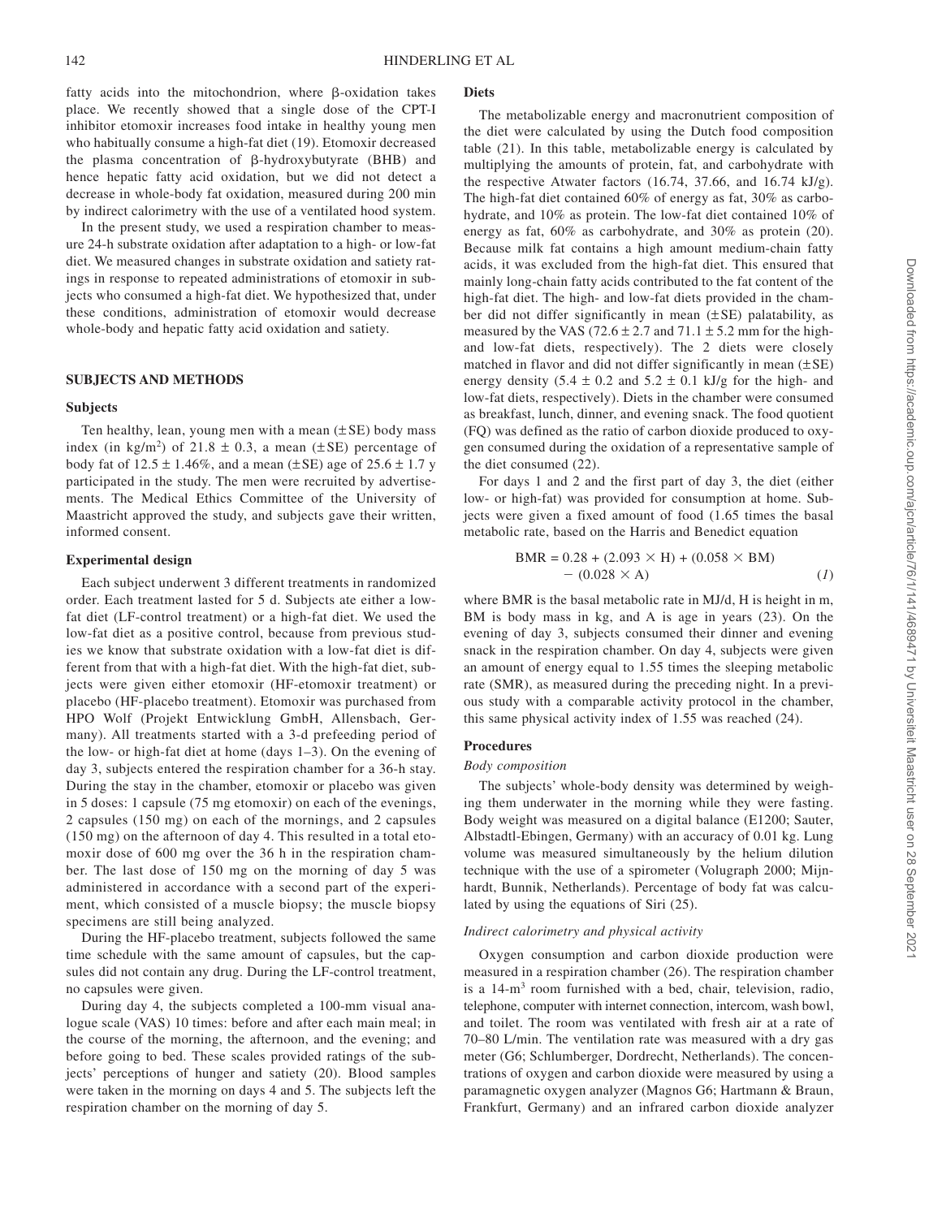fatty acids into the mitochondrion, where β-oxidation takes place. We recently showed that a single dose of the CPT-I inhibitor etomoxir increases food intake in healthy young men who habitually consume a high-fat diet (19). Etomoxir decreased the plasma concentration of β-hydroxybutyrate (BHB) and hence hepatic fatty acid oxidation, but we did not detect a decrease in whole-body fat oxidation, measured during 200 min by indirect calorimetry with the use of a ventilated hood system.

In the present study, we used a respiration chamber to measure 24-h substrate oxidation after adaptation to a high- or low-fat diet. We measured changes in substrate oxidation and satiety ratings in response to repeated administrations of etomoxir in subjects who consumed a high-fat diet. We hypothesized that, under these conditions, administration of etomoxir would decrease whole-body and hepatic fatty acid oxidation and satiety.

## SUBJECTS AND METHODS

### Subjects

Ten healthy, lean, young men with a mean (±SE) body mass index (in $kg/m^2$) of 21.8 ± 0.3, a mean (±SE) percentage of body fat of 12.5 ± 1.46%, and a mean (±SE) age of 25.6 ± 1.7 y participated in the study. The men were recruited by advertisements. The Medical Ethics Committee of the University of Maastricht approved the study, and subjects gave their written, informed consent.

### Experimental design

Each subject underwent 3 different treatments in randomized order. Each treatment lasted for 5 d. Subjects ate either a low-fat diet (LF-control treatment) or a high-fat diet. We used the low-fat diet as a positive control, because from previous studies we know that substrate oxidation with a low-fat diet is different from that with a high-fat diet. With the high-fat diet, subjects were given either etomoxir (HF-etomoxir treatment) or placebo (HF-placebo treatment). Etomoxir was purchased from HPO Wolf (Projekt Entwicklung GmbH, Allensbach, Germany). All treatments started with a 3-d prefeeding period of the low- or high-fat diet at home (days 1–3). On the evening of day 3, subjects entered the respiration chamber for a 36-h stay. During the stay in the chamber, etomoxir or placebo was given in 5 doses: 1 capsule (75 mg etomoxir) on each of the evenings, 2 capsules (150 mg) on each of the mornings, and 2 capsules (150 mg) on the afternoon of day 4. This resulted in a total etomoxir dose of 600 mg over the 36 h in the respiration chamber. The last dose of 150 mg on the morning of day 5 was administered in accordance with a second part of the experiment, which consisted of a muscle biopsy; the muscle biopsy specimens are still being analyzed.

During the HF-placebo treatment, subjects followed the same time schedule with the same amount of capsules, but the capsules did not contain any drug. During the LF-control treatment, no capsules were given.

During day 4, the subjects completed a 100-mm visual analogue scale (VAS) 10 times: before and after each main meal; in the course of the morning, the afternoon, and the evening; and before going to bed. These scales provided ratings of the subjects' perceptions of hunger and satiety (20). Blood samples were taken in the morning on days 4 and 5. The subjects left the respiration chamber on the morning of day 5.

### Diets

The metabolizable energy and macronutrient composition of the diet were calculated by using the Dutch food composition table (21). In this table, metabolizable energy is calculated by multiplying the amounts of protein, fat, and carbohydrate with the respective Atwater factors (16.74, 37.66, and 16.74 kJ/g). The high-fat diet contained 60% of energy as fat, 30% as carbohydrate, and 10% as protein. The low-fat diet contained 10% of energy as fat, 60% as carbohydrate, and 30% as protein (20). Because milk fat contains a high amount medium-chain fatty acids, it was excluded from the high-fat diet. This ensured that mainly long-chain fatty acids contributed to the fat content of the high-fat diet. The high- and low-fat diets provided in the chamber did not differ significantly in mean (±SE) palatability, as measured by the VAS (72.6 ± 2.7 and 71.1 ± 5.2 mm for the high- and low-fat diets, respectively). The 2 diets were closely matched in flavor and did not differ significantly in mean (±SE) energy density (5.4 ± 0.2 and 5.2 ± 0.1 kJ/g for the high- and low-fat diets, respectively). Diets in the chamber were consumed as breakfast, lunch, dinner, and evening snack. The food quotient (FQ) was defined as the ratio of carbon dioxide produced to oxygen consumed during the oxidation of a representative sample of the diet consumed (22).

For days 1 and 2 and the first part of day 3, the diet (either low- or high-fat) was provided for consumption at home. Subjects were given a fixed amount of food (1.65 times the basal metabolic rate, based on the Harris and Benedict equation

$$\text{BMR} = 0.28 + (2.093 \times \text{H}) + (0.058 \times \text{BM}) - (0.028 \times \text{A}) \quad (1)$$

where BMR is the basal metabolic rate in MJ/d, H is height in m, BM is body mass in kg, and A is age in years (23). On the evening of day 3, subjects consumed their dinner and evening snack in the respiration chamber. On day 4, subjects were given an amount of energy equal to 1.55 times the sleeping metabolic rate (SMR), as measured during the preceding night. In a previous study with a comparable activity protocol in the chamber, this same physical activity index of 1.55 was reached (24).

### Procedures

#### *Body composition*

The subjects' whole-body density was determined by weighing them underwater in the morning while they were fasting. Body weight was measured on a digital balance (E1200; Sauter, Albstadtl-Ebingen, Germany) with an accuracy of 0.01 kg. Lung volume was measured simultaneously by the helium dilution technique with the use of a spirometer (Volugraph 2000; Mijnhardt, Bunnik, Netherlands). Percentage of body fat was calculated by using the equations of Siri (25).

#### *Indirect calorimetry and physical activity*

Oxygen consumption and carbon dioxide production were measured in a respiration chamber (26). The respiration chamber is a 14-$m^3$ room furnished with a bed, chair, television, radio, telephone, computer with internet connection, intercom, wash bowl, and toilet. The room was ventilated with fresh air at a rate of 70–80 L/min. The ventilation rate was measured with a dry gas meter (G6; Schlumberger, Dordrecht, Netherlands). The concentrations of oxygen and carbon dioxide were measured by using a paramagnetic oxygen analyzer (Magnos G6; Hartmann & Braun, Frankfurt, Germany) and an infrared carbon dioxide analyzer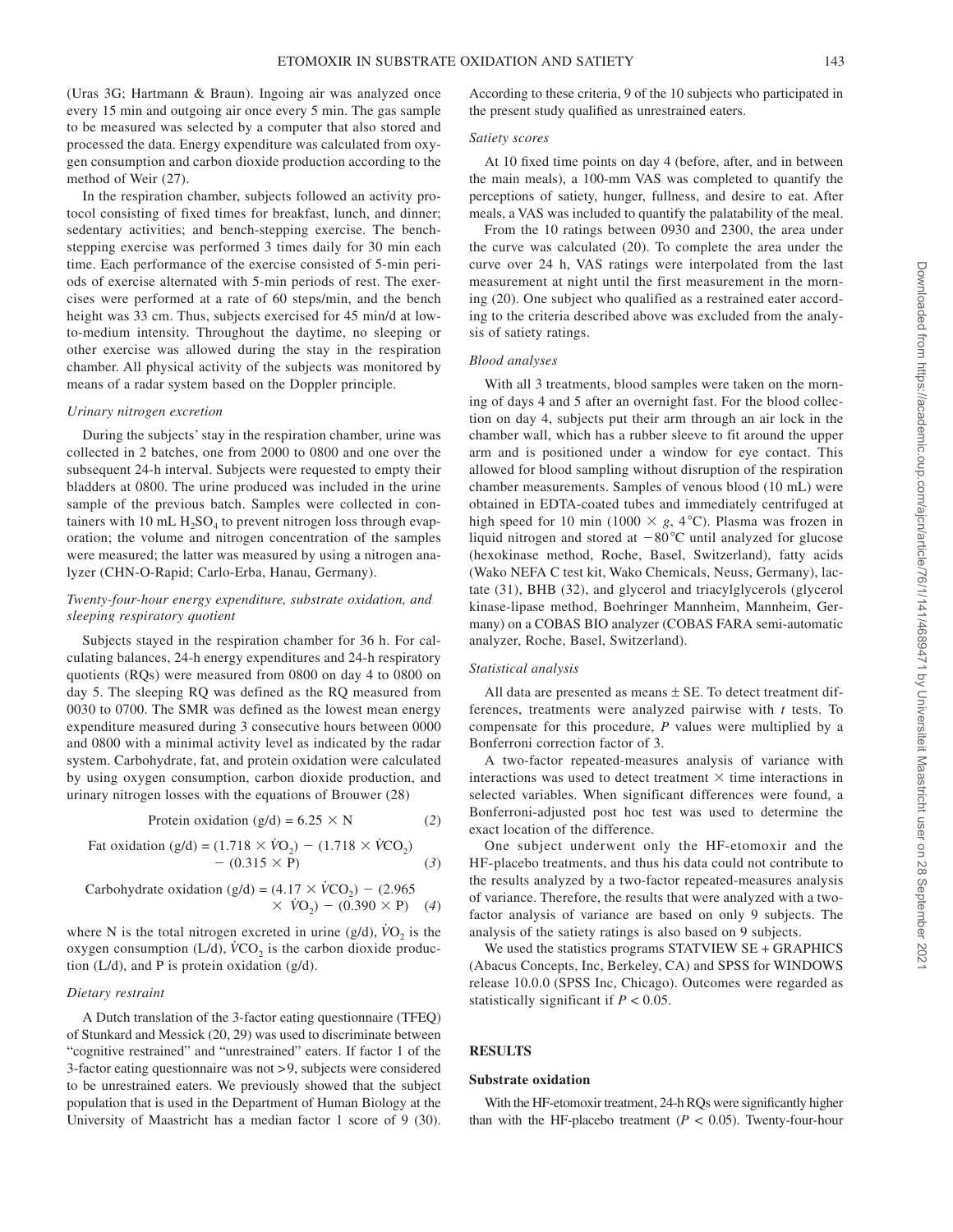(Uras 3G; Hartmann & Braun). Ingoing air was analyzed once every 15 min and outgoing air once every 5 min. The gas sample to be measured was selected by a computer that also stored and processed the data. Energy expenditure was calculated from oxygen consumption and carbon dioxide production according to the method of Weir (27).

In the respiration chamber, subjects followed an activity protocol consisting of fixed times for breakfast, lunch, and dinner; sedentary activities; and bench-stepping exercise. The bench-stepping exercise was performed 3 times daily for 30 min each time. Each performance of the exercise consisted of 5-min periods of exercise alternated with 5-min periods of rest. The exercises were performed at a rate of 60 steps/min, and the bench height was 33 cm. Thus, subjects exercised for 45 min/d at low-to-medium intensity. Throughout the daytime, no sleeping or other exercise was allowed during the stay in the respiration chamber. All physical activity of the subjects was monitored by means of a radar system based on the Doppler principle.

### *Urinary nitrogen excretion*

During the subjects' stay in the respiration chamber, urine was collected in 2 batches, one from 2000 to 0800 and one over the subsequent 24-h interval. Subjects were requested to empty their bladders at 0800. The urine produced was included in the urine sample of the previous batch. Samples were collected in containers with 10 mL $H_2SO_4$ to prevent nitrogen loss through evaporation; the volume and nitrogen concentration of the samples were measured; the latter was measured by using a nitrogen analyzer (CHN-O-Rapid; Carlo-Erba, Hanau, Germany).

### *Twenty-four-hour energy expenditure, substrate oxidation, and sleeping respiratory quotient*

Subjects stayed in the respiration chamber for 36 h. For calculating balances, 24-h energy expenditures and 24-h respiratory quotients (RQs) were measured from 0800 on day 4 to 0800 on day 5. The sleeping RQ was defined as the RQ measured from 0030 to 0700. The SMR was defined as the lowest mean energy expenditure measured during 3 consecutive hours between 0000 and 0800 with a minimal activity level as indicated by the radar system. Carbohydrate, fat, and protein oxidation were calculated by using oxygen consumption, carbon dioxide production, and urinary nitrogen losses with the equations of Brouwer (28)

$$\text{Protein oxidation (g/d)} = 6.25 \times \text{N} \qquad (2)$$

$$\text{Fat oxidation (g/d)} = (1.718 \times \dot{V}O_2) - (1.718 \times \dot{V}CO_2) - (0.315 \times \text{P}) \qquad (3)$$

$$\text{Carbohydrate oxidation (g/d)} = (4.17 \times \dot{V}CO_2) - (2.965 \times \dot{V}O_2) - (0.390 \times \text{P}) \qquad (4)$$

where N is the total nitrogen excreted in urine (g/d), $\dot{V}O_2$ is the oxygen consumption (L/d), $\dot{V}CO_2$ is the carbon dioxide production (L/d), and P is protein oxidation (g/d).

### *Dietary restraint*

A Dutch translation of the 3-factor eating questionnaire (TFEQ) of Stunkard and Messick (20, 29) was used to discriminate between "cognitive restrained" and "unrestrained" eaters. If factor 1 of the 3-factor eating questionnaire was not >9, subjects were considered to be unrestrained eaters. We previously showed that the subject population that is used in the Department of Human Biology at the University of Maastricht has a median factor 1 score of 9 (30). According to these criteria, 9 of the 10 subjects who participated in the present study qualified as unrestrained eaters.

### *Satiety scores*

At 10 fixed time points on day 4 (before, after, and in between the main meals), a 100-mm VAS was completed to quantify the perceptions of satiety, hunger, fullness, and desire to eat. After meals, a VAS was included to quantify the palatability of the meal.

From the 10 ratings between 0930 and 2300, the area under the curve was calculated (20). To complete the area under the curve over 24 h, VAS ratings were interpolated from the last measurement at night until the first measurement in the morning (20). One subject who qualified as a restrained eater according to the criteria described above was excluded from the analysis of satiety ratings.

### *Blood analyses*

With all 3 treatments, blood samples were taken on the morning of days 4 and 5 after an overnight fast. For the blood collection on day 4, subjects put their arm through an air lock in the chamber wall, which has a rubber sleeve to fit around the upper arm and is positioned under a window for eye contact. This allowed for blood sampling without disruption of the respiration chamber measurements. Samples of venous blood (10 mL) were obtained in EDTA-coated tubes and immediately centrifuged at high speed for 10 min (1000 × *g*, 4°C). Plasma was frozen in liquid nitrogen and stored at −80°C until analyzed for glucose (hexokinase method, Roche, Basel, Switzerland), fatty acids (Wako NEFA C test kit, Wako Chemicals, Neuss, Germany), lactate (31), BHB (32), and glycerol and triacylglycerols (glycerol kinase-lipase method, Boehringer Mannheim, Mannheim, Germany) on a COBAS BIO analyzer (COBAS FARA semi-automatic analyzer, Roche, Basel, Switzerland).

### *Statistical analysis*

All data are presented as means ± SE. To detect treatment differences, treatments were analyzed pairwise with *t* tests. To compensate for this procedure, *P* values were multiplied by a Bonferroni correction factor of 3.

A two-factor repeated-measures analysis of variance with interactions was used to detect treatment × time interactions in selected variables. When significant differences were found, a Bonferroni-adjusted post hoc test was used to determine the exact location of the difference.

One subject underwent only the HF-etomoxir and the HF-placebo treatments, and thus his data could not contribute to the results analyzed by a two-factor repeated-measures analysis of variance. Therefore, the results that were analyzed with a two-factor analysis of variance are based on only 9 subjects. The analysis of the satiety ratings is also based on 9 subjects.

We used the statistics programs STATVIEW SE + GRAPHICS (Abacus Concepts, Inc, Berkeley, CA) and SPSS for WINDOWS release 10.0.0 (SPSS Inc, Chicago). Outcomes were regarded as statistically significant if $P < 0.05$.

## RESULTS

### Substrate oxidation

With the HF-etomoxir treatment, 24-h RQs were significantly higher than with the HF-placebo treatment ($P < 0.05$). Twenty-four-hour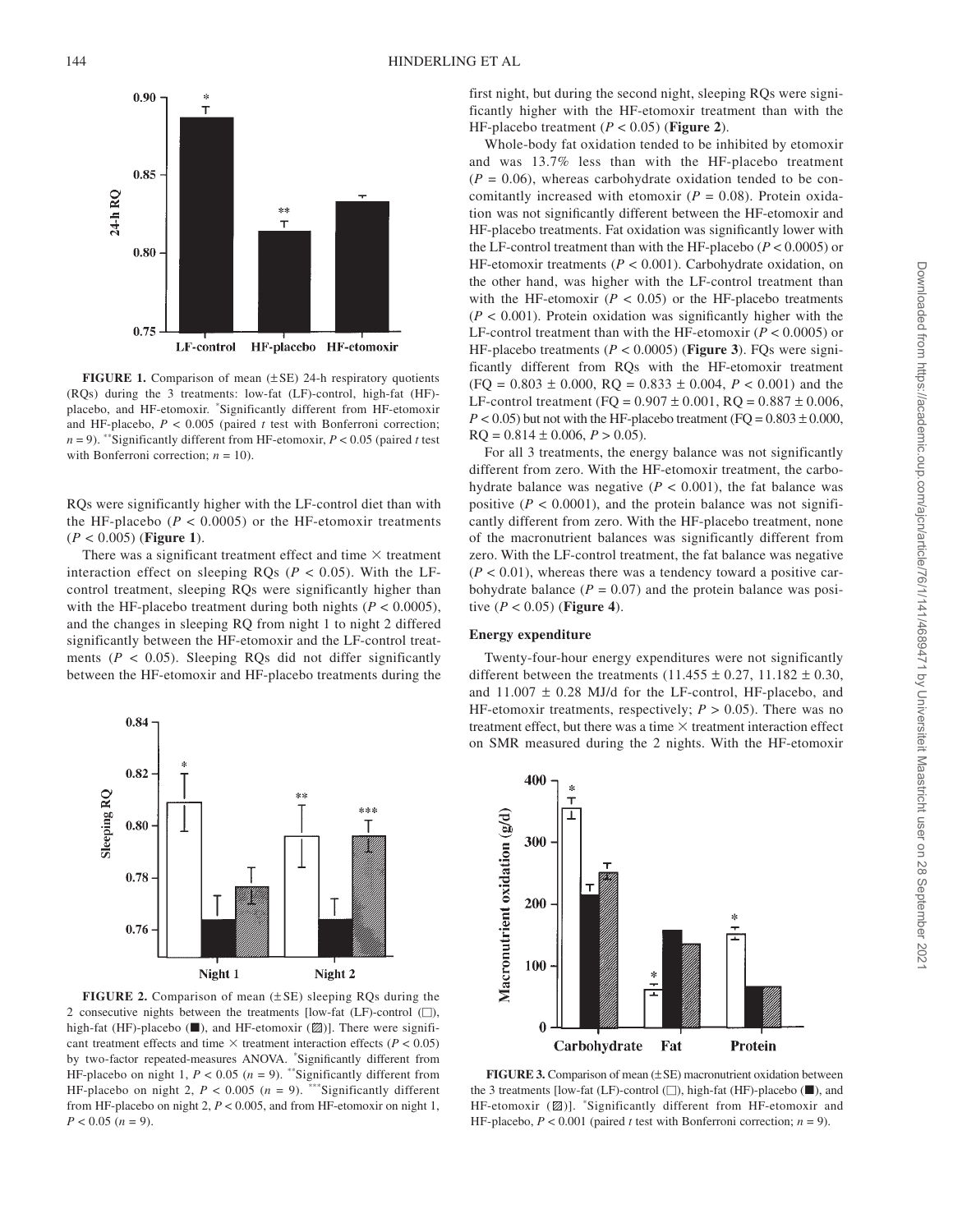**FIGURE 1.** Comparison of mean (±SE) 24-h respiratory quotients (RQs) during the 3 treatments: low-fat (LF)-control, high-fat (HF)-placebo, and HF-etomoxir. *Significantly different from HF-etomoxir and HF-placebo, $P < 0.005$ (paired $t$ test with Bonferroni correction; $n = 9$). **Significantly different from HF-etomoxir, $P < 0.05$ (paired $t$ test with Bonferroni correction; $n = 10$).

RQs were significantly higher with the LF-control diet than with the HF-placebo ($P < 0.0005$) or the HF-etomoxir treatments ($P < 0.005$) (**Figure 1**).

There was a significant treatment effect and time × treatment interaction effect on sleeping RQs ($P < 0.05$). With the LF-control treatment, sleeping RQs were significantly higher than with the HF-placebo treatment during both nights ($P < 0.0005$), and the changes in sleeping RQ from night 1 to night 2 differed significantly between the HF-etomoxir and the LF-control treatments ($P < 0.05$). Sleeping RQs did not differ significantly between the HF-etomoxir and HF-placebo treatments during the first night, but during the second night, sleeping RQs were significantly higher with the HF-etomoxir treatment than with the HF-placebo treatment ($P < 0.05$) (**Figure 2**).

Whole-body fat oxidation tended to be inhibited by etomoxir and was 13.7% less than with the HF-placebo treatment ($P = 0.06$), whereas carbohydrate oxidation tended to be concomitantly increased with etomoxir ($P = 0.08$). Protein oxidation was not significantly different between the HF-etomoxir and HF-placebo treatments. Fat oxidation was significantly lower with the LF-control treatment than with the HF-placebo ($P < 0.0005$) or HF-etomoxir treatments ($P < 0.001$). Carbohydrate oxidation, on the other hand, was higher with the LF-control treatment than with the HF-etomoxir ($P < 0.05$) or the HF-placebo treatments ($P < 0.001$). Protein oxidation was significantly higher with the LF-control treatment than with the HF-etomoxir ($P < 0.0005$) or HF-placebo treatments ($P < 0.0005$) (**Figure 3**). FQs were significantly different from RQs with the HF-etomoxir treatment (FQ = 0.803 ± 0.000, RQ = 0.833 ± 0.004, $P < 0.001$) and the LF-control treatment (FQ = 0.907 ± 0.001, RQ = 0.887 ± 0.006, $P < 0.05$) but not with the HF-placebo treatment (FQ = 0.803 ± 0.000, RQ = 0.814 ± 0.006, $P > 0.05$).

For all 3 treatments, the energy balance was not significantly different from zero. With the HF-etomoxir treatment, the carbohydrate balance was negative ($P < 0.001$), the fat balance was positive ($P < 0.0001$), and the protein balance was not significantly different from zero. With the HF-placebo treatment, none of the macronutrient balances was significantly different from zero. With the LF-control treatment, the fat balance was negative ($P < 0.01$), whereas there was a tendency toward a positive carbohydrate balance ($P = 0.07$) and the protein balance was positive ($P < 0.05$) (**Figure 4**).

### Energy expenditure

Twenty-four-hour energy expenditures were not significantly different between the treatments (11.455 ± 0.27, 11.182 ± 0.30, and 11.007 ± 0.28 MJ/d for the LF-control, HF-placebo, and HF-etomoxir treatments, respectively; $P > 0.05$). There was no treatment effect, but there was a time × treatment interaction effect on SMR measured during the 2 nights. With the HF-etomoxir

**FIGURE 2.** Comparison of mean (±SE) sleeping RQs during the 2 consecutive nights between the treatments [low-fat (LF)-control (□), high-fat (HF)-placebo (■), and HF-etomoxir (▨)]. There were significant treatment effects and time × treatment interaction effects ($P < 0.05$) by two-factor repeated-measures ANOVA. *Significantly different from HF-placebo on night 1, $P < 0.05$ ($n = 9$). **Significantly different from HF-placebo on night 2, $P < 0.005$ ($n = 9$). ***Significantly different from HF-placebo on night 2, $P < 0.005$, and from HF-etomoxir on night 1, $P < 0.05$ ($n = 9$).

**FIGURE 3.** Comparison of mean (±SE) macronutrient oxidation between the 3 treatments [low-fat (LF)-control (□), high-fat (HF)-placebo (■), and HF-etomoxir (▨)]. *Significantly different from HF-etomoxir and HF-placebo, $P < 0.001$ (paired $t$ test with Bonferroni correction; $n = 9$).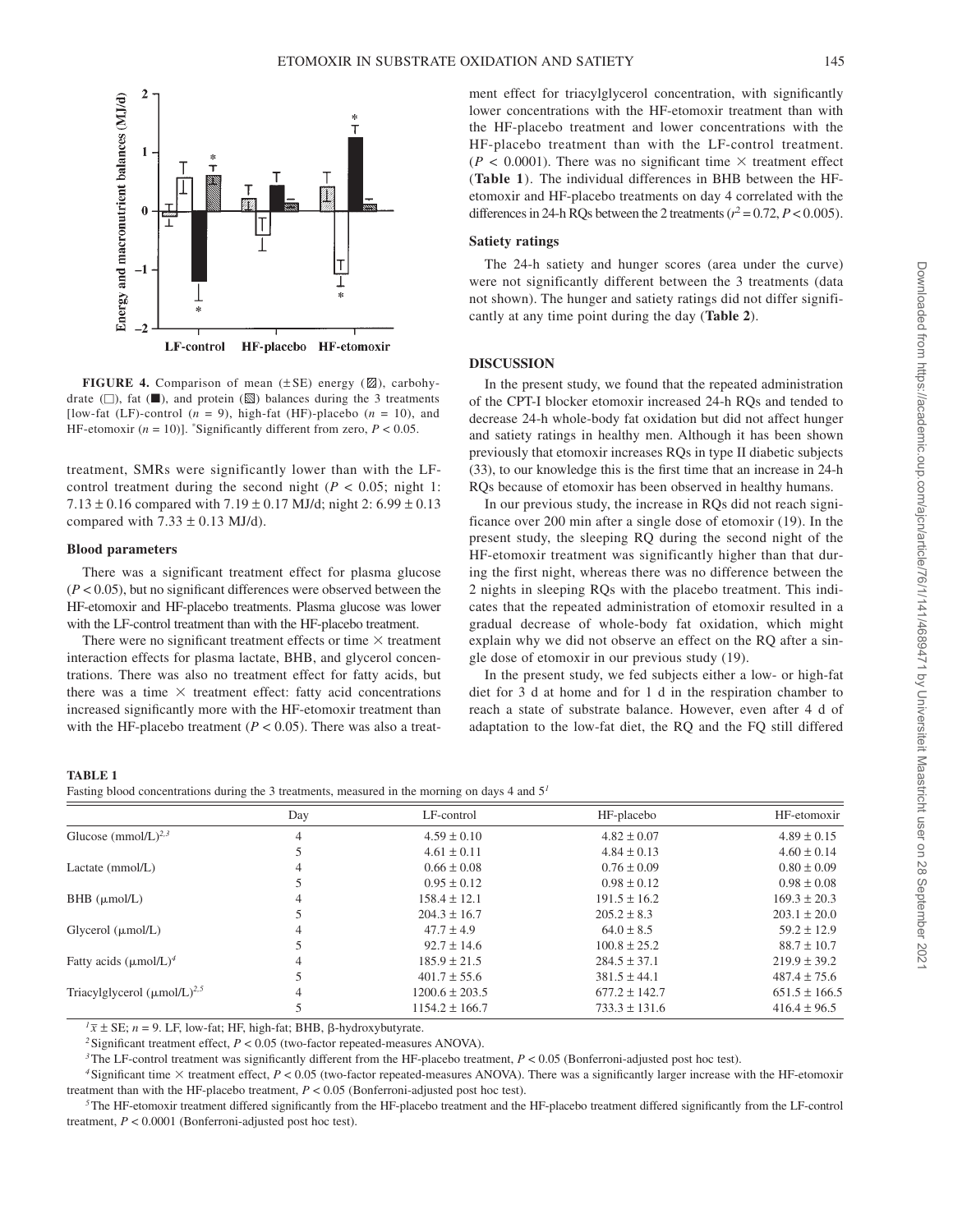**FIGURE 4.** Comparison of mean (±SE) energy (▨), carbohydrate (□), fat (■), and protein (▧) balances during the 3 treatments [low-fat (LF)-control ($n$ = 9), high-fat (HF)-placebo ($n$ = 10), and HF-etomoxir ($n$ = 10)]. *Significantly different from zero, $P < 0.05$.

treatment, SMRs were significantly lower than with the LF-control treatment during the second night ($P$ < 0.05; night 1: 7.13 ± 0.16 compared with 7.19 ± 0.17 MJ/d; night 2: 6.99 ± 0.13 compared with 7.33 ± 0.13 MJ/d).

### Blood parameters

There was a significant treatment effect for plasma glucose ($P$ < 0.05), but no significant differences were observed between the HF-etomoxir and HF-placebo treatments. Plasma glucose was lower with the LF-control treatment than with the HF-placebo treatment.

There were no significant treatment effects or time × treatment interaction effects for plasma lactate, BHB, and glycerol concentrations. There was also no treatment effect for fatty acids, but there was a time × treatment effect: fatty acid concentrations increased significantly more with the HF-etomoxir treatment than with the HF-placebo treatment ($P$ < 0.05). There was also a treatment effect for triacylglycerol concentration, with significantly lower concentrations with the HF-etomoxir treatment than with the HF-placebo treatment and lower concentrations with the HF-placebo treatment than with the LF-control treatment. ($P$ < 0.0001). There was no significant time × treatment effect (**Table 1**). The individual differences in BHB between the HF-etomoxir and HF-placebo treatments on day 4 correlated with the differences in 24-h RQs between the 2 treatments ($r^2$ = 0.72, $P$ < 0.005).

### Satiety ratings

The 24-h satiety and hunger scores (area under the curve) were not significantly different between the 3 treatments (data not shown). The hunger and satiety ratings did not differ significantly at any time point during the day (**Table 2**).

## DISCUSSION

In the present study, we found that the repeated administration of the CPT-I blocker etomoxir increased 24-h RQs and tended to decrease 24-h whole-body fat oxidation but did not affect hunger and satiety ratings in healthy men. Although it has been shown previously that etomoxir increases RQs in type II diabetic subjects (33), to our knowledge this is the first time that an increase in 24-h RQs because of etomoxir has been observed in healthy humans.

In our previous study, the increase in RQs did not reach significance over 200 min after a single dose of etomoxir (19). In the present study, the sleeping RQ during the second night of the HF-etomoxir treatment was significantly higher than that during the first night, whereas there was no difference between the 2 nights in sleeping RQs with the placebo treatment. This indicates that the repeated administration of etomoxir resulted in a gradual decrease of whole-body fat oxidation, which might explain why we did not observe an effect on the RQ after a single dose of etomoxir in our previous study (19).

In the present study, we fed subjects either a low- or high-fat diet for 3 d at home and for 1 d in the respiration chamber to reach a state of substrate balance. However, even after 4 d of adaptation to the low-fat diet, the RQ and the FQ still differed

**TABLE 1**
Fasting blood concentrations during the 3 treatments, measured in the morning on days 4 and 5[1]

| | Day | LF-control | HF-placebo | HF-etomoxir |
|---|---|---|---|---|
| Glucose (mmol/L)[2,3] | 4 | 4.59 ± 0.10 | 4.82 ± 0.07 | 4.89 ± 0.15 |
| | 5 | 4.61 ± 0.11 | 4.84 ± 0.13 | 4.60 ± 0.14 |
| Lactate (mmol/L) | 4 | 0.66 ± 0.08 | 0.76 ± 0.09 | 0.80 ± 0.09 |
| | 5 | 0.95 ± 0.12 | 0.98 ± 0.12 | 0.98 ± 0.08 |
| BHB (μmol/L) | 4 | 158.4 ± 12.1 | 191.5 ± 16.2 | 169.3 ± 20.3 |
| | 5 | 204.3 ± 16.7 | 205.2 ± 8.3 | 203.1 ± 20.0 |
| Glycerol (μmol/L) | 4 | 47.7 ± 4.9 | 64.0 ± 8.5 | 59.2 ± 12.9 |
| | 5 | 92.7 ± 14.6 | 100.8 ± 25.2 | 88.7 ± 10.7 |
| Fatty acids (μmol/L)[4] | 4 | 185.9 ± 21.5 | 284.5 ± 37.1 | 219.9 ± 39.2 |
| | 5 | 401.7 ± 55.6 | 381.5 ± 44.1 | 487.4 ± 75.6 |
| Triacylglycerol (μmol/L)[2,5] | 4 | 1200.6 ± 203.5 | 677.2 ± 142.7 | 651.5 ± 166.5 |
| | 5 | 1154.2 ± 166.7 | 733.3 ± 131.6 | 416.4 ± 96.5 |

[1] $\bar{x}$ ± SE; $n$ = 9. LF, low-fat; HF, high-fat; BHB, β-hydroxybutyrate.

[2] Significant treatment effect, $P$ < 0.05 (two-factor repeated-measures ANOVA).

[3] The LF-control treatment was significantly different from the HF-placebo treatment, $P$ < 0.05 (Bonferroni-adjusted post hoc test).

[4] Significant time × treatment effect, $P$ < 0.05 (two-factor repeated-measures ANOVA). There was a significantly larger increase with the HF-etomoxir treatment than with the HF-placebo treatment, $P$ < 0.05 (Bonferroni-adjusted post hoc test).

[5] The HF-etomoxir treatment differed significantly from the HF-placebo treatment and the HF-placebo treatment differed significantly from the LF-control treatment, $P$ < 0.0001 (Bonferroni-adjusted post hoc test).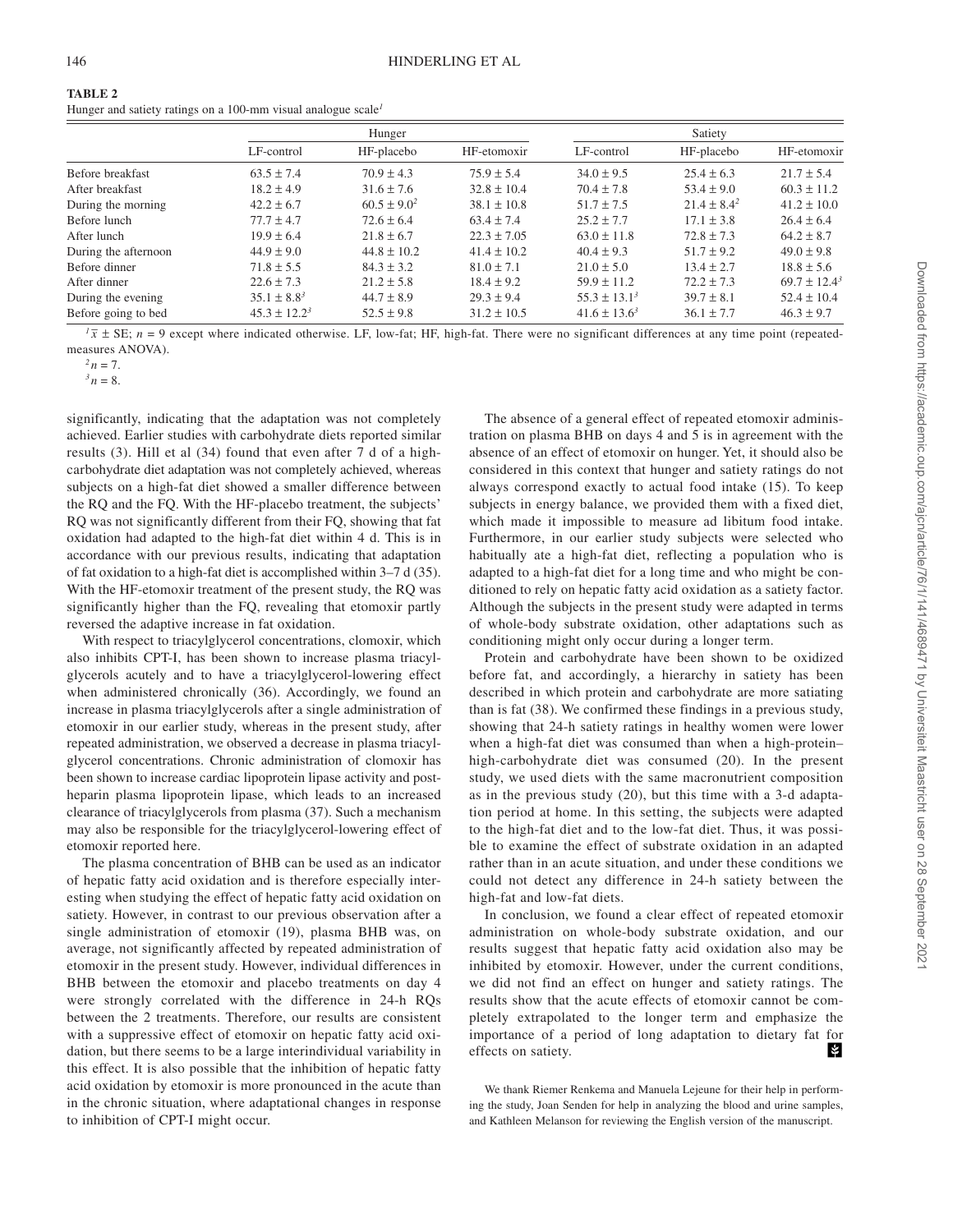**TABLE 2**
Hunger and satiety ratings on a 100-mm visual analogue scale[1]

| | Hunger | | | Satiety | | |
|---|---|---|---|---|---|---|
| | LF-control | HF-placebo | HF-etomoxir | LF-control | HF-placebo | HF-etomoxir |
| Before breakfast | 63.5 ± 7.4 | 70.9 ± 4.3 | 75.9 ± 5.4 | 34.0 ± 9.5 | 25.4 ± 6.3 | 21.7 ± 5.4 |
| After breakfast | 18.2 ± 4.9 | 31.6 ± 7.6 | 32.8 ± 10.4 | 70.4 ± 7.8 | 53.4 ± 9.0 | 60.3 ± 11.2 |
| During the morning | 42.2 ± 6.7 | 60.5 ± 9.0[2] | 38.1 ± 10.8 | 51.7 ± 7.5 | 21.4 ± 8.4[2] | 41.2 ± 10.0 |
| Before lunch | 77.7 ± 4.7 | 72.6 ± 6.4 | 63.4 ± 7.4 | 25.2 ± 7.7 | 17.1 ± 3.8 | 26.4 ± 6.4 |
| After lunch | 19.9 ± 6.4 | 21.8 ± 6.7 | 22.3 ± 7.05 | 63.0 ± 11.8 | 72.8 ± 7.3 | 64.2 ± 8.7 |
| During the afternoon | 44.9 ± 9.0 | 44.8 ± 10.2 | 41.4 ± 10.2 | 40.4 ± 9.3 | 51.7 ± 9.2 | 49.0 ± 9.8 |
| Before dinner | 71.8 ± 5.5 | 84.3 ± 3.2 | 81.0 ± 7.1 | 21.0 ± 5.0 | 13.4 ± 2.7 | 18.8 ± 5.6 |
| After dinner | 22.6 ± 7.3 | 21.2 ± 5.8 | 18.4 ± 9.2 | 59.9 ± 11.2 | 72.2 ± 7.3 | 69.7 ± 12.4[3] |
| During the evening | 35.1 ± 8.8[3] | 44.7 ± 8.9 | 29.3 ± 9.4 | 55.3 ± 13.1[3] | 39.7 ± 8.1 | 52.4 ± 10.4 |
| Before going to bed | 45.3 ± 12.2[3] | 52.5 ± 9.8 | 31.2 ± 10.5 | 41.6 ± 13.6[3] | 36.1 ± 7.7 | 46.3 ± 9.7 |

[1] $\bar{x}$ ± SE; $n$ = 9 except where indicated otherwise. LF, low-fat; HF, high-fat. There were no significant differences at any time point (repeated-measures ANOVA).

[2] $n$ = 7.

[3] $n$ = 8.

significantly, indicating that the adaptation was not completely achieved. Earlier studies with carbohydrate diets reported similar results (3). Hill et al (34) found that even after 7 d of a high-carbohydrate diet adaptation was not completely achieved, whereas subjects on a high-fat diet showed a smaller difference between the RQ and the FQ. With the HF-placebo treatment, the subjects' RQ was not significantly different from their FQ, showing that fat oxidation had adapted to the high-fat diet within 4 d. This is in accordance with our previous results, indicating that adaptation of fat oxidation to a high-fat diet is accomplished within 3–7 d (35). With the HF-etomoxir treatment of the present study, the RQ was significantly higher than the FQ, revealing that etomoxir partly reversed the adaptive increase in fat oxidation.

With respect to triacylglycerol concentrations, clomoxir, which also inhibits CPT-I, has been shown to increase plasma triacylglycerols acutely and to have a triacylglycerol-lowering effect when administered chronically (36). Accordingly, we found an increase in plasma triacylglycerols after a single administration of etomoxir in our earlier study, whereas in the present study, after repeated administration, we observed a decrease in plasma triacylglycerol concentrations. Chronic administration of clomoxir has been shown to increase cardiac lipoprotein lipase activity and post-heparin plasma lipoprotein lipase, which leads to an increased clearance of triacylglycerols from plasma (37). Such a mechanism may also be responsible for the triacylglycerol-lowering effect of etomoxir reported here.

The plasma concentration of BHB can be used as an indicator of hepatic fatty acid oxidation and is therefore especially interesting when studying the effect of hepatic fatty acid oxidation on satiety. However, in contrast to our previous observation after a single administration of etomoxir (19), plasma BHB was, on average, not significantly affected by repeated administration of etomoxir in the present study. However, individual differences in BHB between the etomoxir and placebo treatments on day 4 were strongly correlated with the difference in 24-h RQs between the 2 treatments. Therefore, our results are consistent with a suppressive effect of etomoxir on hepatic fatty acid oxidation, but there seems to be a large interindividual variability in this effect. It is also possible that the inhibition of hepatic fatty acid oxidation by etomoxir is more pronounced in the acute than in the chronic situation, where adaptational changes in response to inhibition of CPT-I might occur.

The absence of a general effect of repeated etomoxir administration on plasma BHB on days 4 and 5 is in agreement with the absence of an effect of etomoxir on hunger. Yet, it should also be considered in this context that hunger and satiety ratings do not always correspond exactly to actual food intake (15). To keep subjects in energy balance, we provided them with a fixed diet, which made it impossible to measure ad libitum food intake. Furthermore, in our earlier study subjects were selected who habitually ate a high-fat diet, reflecting a population who is adapted to a high-fat diet for a long time and who might be conditioned to rely on hepatic fatty acid oxidation as a satiety factor. Although the subjects in the present study were adapted in terms of whole-body substrate oxidation, other adaptations such as conditioning might only occur during a longer term.

Protein and carbohydrate have been shown to be oxidized before fat, and accordingly, a hierarchy in satiety has been described in which protein and carbohydrate are more satiating than is fat (38). We confirmed these findings in a previous study, showing that 24-h satiety ratings in healthy women were lower when a high-fat diet was consumed than when a high-protein–high-carbohydrate diet was consumed (20). In the present study, we used diets with the same macronutrient composition as in the previous study (20), but this time with a 3-d adaptation period at home. In this setting, the subjects were adapted to the high-fat diet and to the low-fat diet. Thus, it was possible to examine the effect of substrate oxidation in an adapted rather than in an acute situation, and under these conditions we could not detect any difference in 24-h satiety between the high-fat and low-fat diets.

In conclusion, we found a clear effect of repeated etomoxir administration on whole-body substrate oxidation, and our results suggest that hepatic fatty acid oxidation also may be inhibited by etomoxir. However, under the current conditions, we did not find an effect on hunger and satiety ratings. The results show that the acute effects of etomoxir cannot be completely extrapolated to the longer term and emphasize the importance of a period of long adaptation to dietary fat for effects on satiety.

We thank Riemer Renkema and Manuela Lejeune for their help in performing the study, Joan Senden for help in analyzing the blood and urine samples, and Kathleen Melanson for reviewing the English version of the manuscript.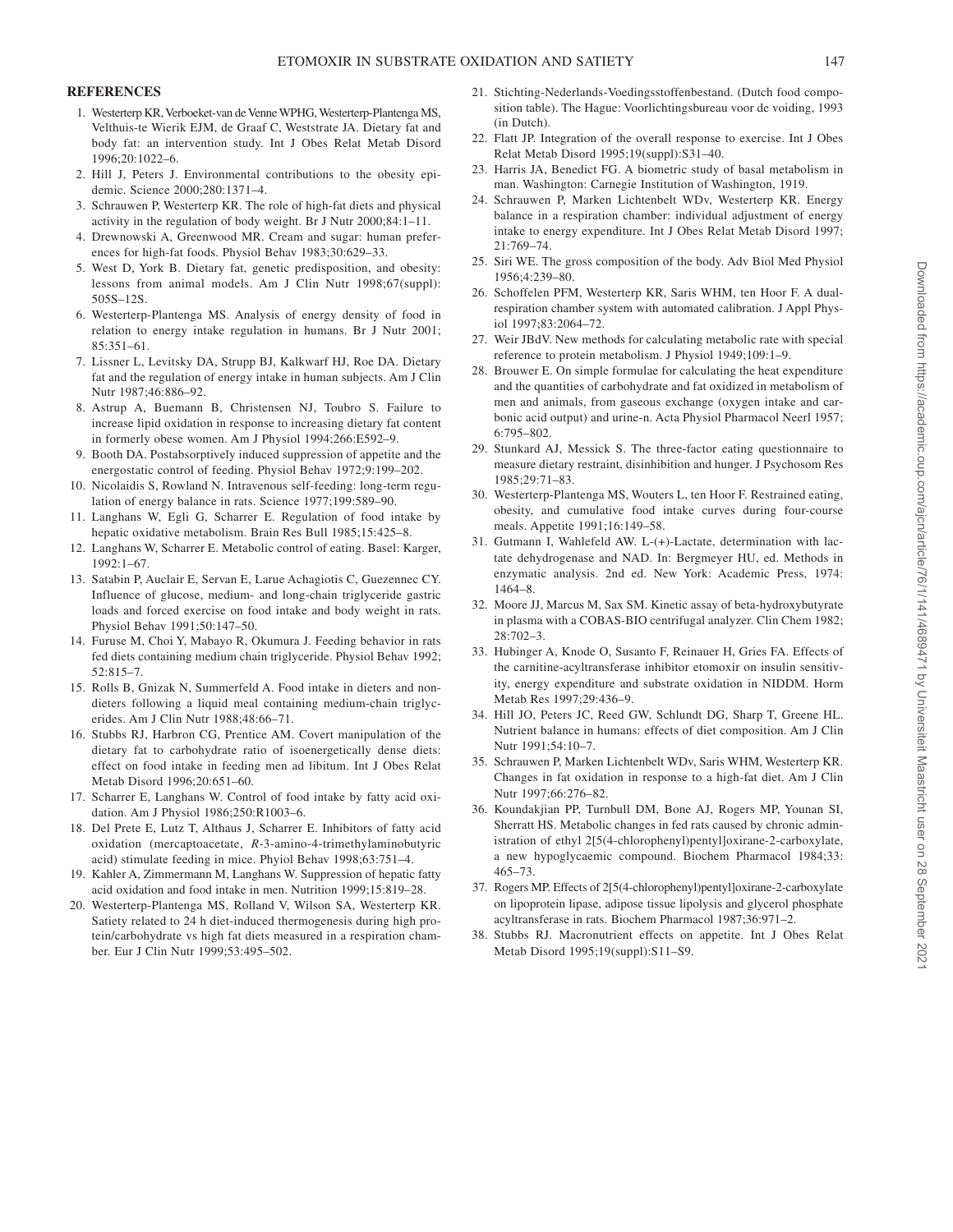## REFERENCES

1. Westerterp KR, Verboeket-van de Venne WPHG, Westerterp-Plantenga MS, Velthuis-te Wierik EJM, de Graaf C, Weststrate JA. Dietary fat and body fat: an intervention study. Int J Obes Relat Metab Disord 1996;20:1022–6.
2. Hill J, Peters J. Environmental contributions to the obesity epidemic. Science 2000;280:1371–4.
3. Schrauwen P, Westerterp KR. The role of high-fat diets and physical activity in the regulation of body weight. Br J Nutr 2000;84:1–11.
4. Drewnowski A, Greenwood MR. Cream and sugar: human preferences for high-fat foods. Physiol Behav 1983;30:629–33.
5. West D, York B. Dietary fat, genetic predisposition, and obesity: lessons from animal models. Am J Clin Nutr 1998;67(suppl):505S–12S.
6. Westerterp-Plantenga MS. Analysis of energy density of food in relation to energy intake regulation in humans. Br J Nutr 2001;85:351–61.
7. Lissner L, Levitsky DA, Strupp BJ, Kalkwarf HJ, Roe DA. Dietary fat and the regulation of energy intake in human subjects. Am J Clin Nutr 1987;46:886–92.
8. Astrup A, Buemann B, Christensen NJ, Toubro S. Failure to increase lipid oxidation in response to increasing dietary fat content in formerly obese women. Am J Physiol 1994;266:E592–9.
9. Booth DA. Postabsorptively induced suppression of appetite and the energostatic control of feeding. Physiol Behav 1972;9:199–202.
10. Nicolaidis S, Rowland N. Intravenous self-feeding: long-term regulation of energy balance in rats. Science 1977;199:589–90.
11. Langhans W, Egli G, Scharrer E. Regulation of food intake by hepatic oxidative metabolism. Brain Res Bull 1985;15:425–8.
12. Langhans W, Scharrer E. Metabolic control of eating. Basel: Karger, 1992:1–67.
13. Satabin P, Auclair E, Servan E, Larue Achagiotis C, Guezennec CY. Influence of glucose, medium- and long-chain triglyceride gastric loads and forced exercise on food intake and body weight in rats. Physiol Behav 1991;50:147–50.
14. Furuse M, Choi Y, Mabayo R, Okumura J. Feeding behavior in rats fed diets containing medium chain triglyceride. Physiol Behav 1992;52:815–7.
15. Rolls B, Gnizak N, Summerfeld A. Food intake in dieters and nondieters following a liquid meal containing medium-chain triglycerides. Am J Clin Nutr 1988;48:66–71.
16. Stubbs RJ, Harbron CG, Prentice AM. Covert manipulation of the dietary fat to carbohydrate ratio of isoenergetically dense diets: effect on food intake in feeding men ad libitum. Int J Obes Relat Metab Disord 1996;20:651–60.
17. Scharrer E, Langhans W. Control of food intake by fatty acid oxidation. Am J Physiol 1986;250:R1003–6.
18. Del Prete E, Lutz T, Althaus J, Scharrer E. Inhibitors of fatty acid oxidation (mercaptoacetate, *R*-3-amino-4-trimethylaminobutyric acid) stimulate feeding in mice. Phyiol Behav 1998;63:751–4.
19. Kahler A, Zimmermann M, Langhans W. Suppression of hepatic fatty acid oxidation and food intake in men. Nutrition 1999;15:819–28.
20. Westerterp-Plantenga MS, Rolland V, Wilson SA, Westerterp KR. Satiety related to 24 h diet-induced thermogenesis during high protein/carbohydrate vs high fat diets measured in a respiration chamber. Eur J Clin Nutr 1999;53:495–502.
21. Stichting-Nederlands-Voedingsstoffenbestand. (Dutch food composition table). The Hague: Voorlichtingsbureau voor de voiding, 1993 (in Dutch).
22. Flatt JP. Integration of the overall response to exercise. Int J Obes Relat Metab Disord 1995;19(suppl):S31–40.
23. Harris JA, Benedict FG. A biometric study of basal metabolism in man. Washington: Carnegie Institution of Washington, 1919.
24. Schrauwen P, Marken Lichtenbelt WDv, Westerterp KR. Energy balance in a respiration chamber: individual adjustment of energy intake to energy expenditure. Int J Obes Relat Metab Disord 1997;21:769–74.
25. Siri WE. The gross composition of the body. Adv Biol Med Physiol 1956;4:239–80.
26. Schoffelen PFM, Westerterp KR, Saris WHM, ten Hoor F. A dual-respiration chamber system with automated calibration. J Appl Physiol 1997;83:2064–72.
27. Weir JBdV. New methods for calculating metabolic rate with special reference to protein metabolism. J Physiol 1949;109:1–9.
28. Brouwer E. On simple formulae for calculating the heat expenditure and the quantities of carbohydrate and fat oxidized in metabolism of men and animals, from gaseous exchange (oxygen intake and carbonic acid output) and urine-n. Acta Physiol Pharmacol Neerl 1957;6:795–802.
29. Stunkard AJ, Messick S. The three-factor eating questionnaire to measure dietary restraint, disinhibition and hunger. J Psychosom Res 1985;29:71–83.
30. Westerterp-Plantenga MS, Wouters L, ten Hoor F. Restrained eating, obesity, and cumulative food intake curves during four-course meals. Appetite 1991;16:149–58.
31. Gutmann I, Wahlefeld AW. L-(+)-Lactate, determination with lactate dehydrogenase and NAD. In: Bergmeyer HU, ed. Methods in enzymatic analysis. 2nd ed. New York: Academic Press, 1974:1464–8.
32. Moore JJ, Marcus M, Sax SM. Kinetic assay of beta-hydroxybutyrate in plasma with a COBAS-BIO centrifugal analyzer. Clin Chem 1982;28:702–3.
33. Hubinger A, Knode O, Susanto F, Reinauer H, Gries FA. Effects of the carnitine-acyltransferase inhibitor etomoxir on insulin sensitivity, energy expenditure and substrate oxidation in NIDDM. Horm Metab Res 1997;29:436–9.
34. Hill JO, Peters JC, Reed GW, Schlundt DG, Sharp T, Greene HL. Nutrient balance in humans: effects of diet composition. Am J Clin Nutr 1991;54:10–7.
35. Schrauwen P, Marken Lichtenbelt WDv, Saris WHM, Westerterp KR. Changes in fat oxidation in response to a high-fat diet. Am J Clin Nutr 1997;66:276–82.
36. Koundakjian PP, Turnbull DM, Bone AJ, Rogers MP, Younan SI, Sherratt HS. Metabolic changes in fed rats caused by chronic administration of ethyl 2[5(4-chlorophenyl)pentyl]oxirane-2-carboxylate, a new hypoglycaemic compound. Biochem Pharmacol 1984;33:465–73.
37. Rogers MP. Effects of 2[5(4-chlorophenyl)pentyl]oxirane-2-carboxylate on lipoprotein lipase, adipose tissue lipolysis and glycerol phosphate acyltransferase in rats. Biochem Pharmacol 1987;36:971–2.
38. Stubbs RJ. Macronutrient effects on appetite. Int J Obes Relat Metab Disord 1995;19(suppl):S11–S9.